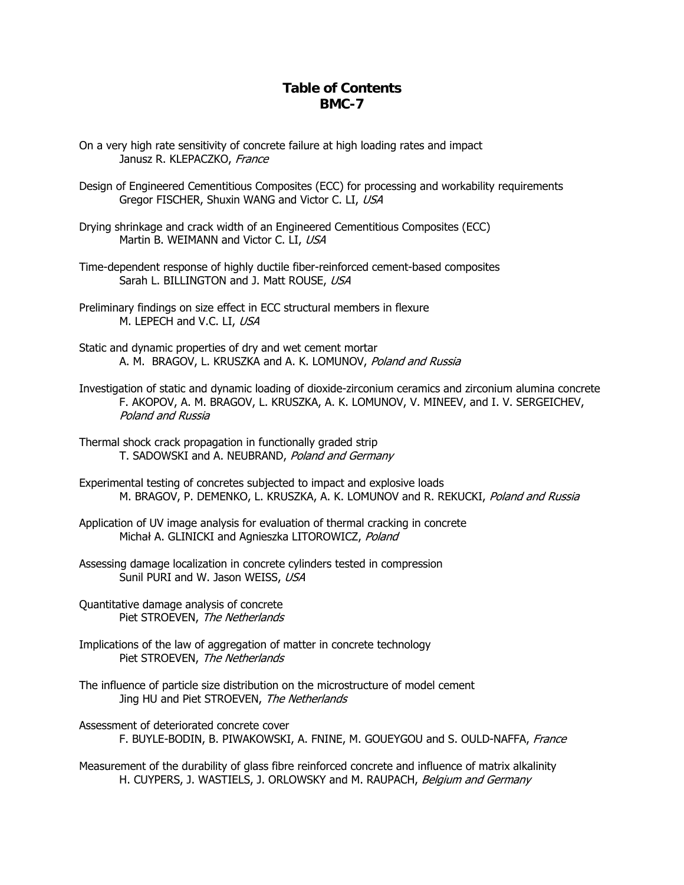# Table of Contents
## BMC-7

On a very high rate sensitivity of concrete failure at high loading rates and impact
Janusz R. KLEPACZKO, *France*

Design of Engineered Cementitious Composites (ECC) for processing and workability requirements
Gregor FISCHER, Shuxin WANG and Victor C. LI, *USA*

Drying shrinkage and crack width of an Engineered Cementitious Composites (ECC)
Martin B. WEIMANN and Victor C. LI, *USA*

Time-dependent response of highly ductile fiber-reinforced cement-based composites
Sarah L. BILLINGTON and J. Matt ROUSE, *USA*

Preliminary findings on size effect in ECC structural members in flexure
M. LEPECH and V.C. LI, *USA*

Static and dynamic properties of dry and wet cement mortar
A. M. BRAGOV, L. KRUSZKA and A. K. LOMUNOV, *Poland and Russia*

Investigation of static and dynamic loading of dioxide-zirconium ceramics and zirconium alumina concrete
F. AKOPOV, A. M. BRAGOV, L. KRUSZKA, A. K. LOMUNOV, V. MINEEV, and I. V. SERGEICHEV, *Poland and Russia*

Thermal shock crack propagation in functionally graded strip
T. SADOWSKI and A. NEUBRAND, *Poland and Germany*

Experimental testing of concretes subjected to impact and explosive loads
M. BRAGOV, P. DEMENKO, L. KRUSZKA, A. K. LOMUNOV and R. REKUCKI, *Poland and Russia*

Application of UV image analysis for evaluation of thermal cracking in concrete
Michał A. GLINICKI and Agnieszka LITOROWICZ, *Poland*

Assessing damage localization in concrete cylinders tested in compression
Sunil PURI and W. Jason WEISS, *USA*

Quantitative damage analysis of concrete
Piet STROEVEN, *The Netherlands*

Implications of the law of aggregation of matter in concrete technology
Piet STROEVEN, *The Netherlands*

The influence of particle size distribution on the microstructure of model cement
Jing HU and Piet STROEVEN, *The Netherlands*

Assessment of deteriorated concrete cover
F. BUYLE-BODIN, B. PIWAKOWSKI, A. FNINE, M. GOUEYGOU and S. OULD-NAFFA, *France*

Measurement of the durability of glass fibre reinforced concrete and influence of matrix alkalinity
H. CUYPERS, J. WASTIELS, J. ORLOWSKY and M. RAUPACH, *Belgium and Germany*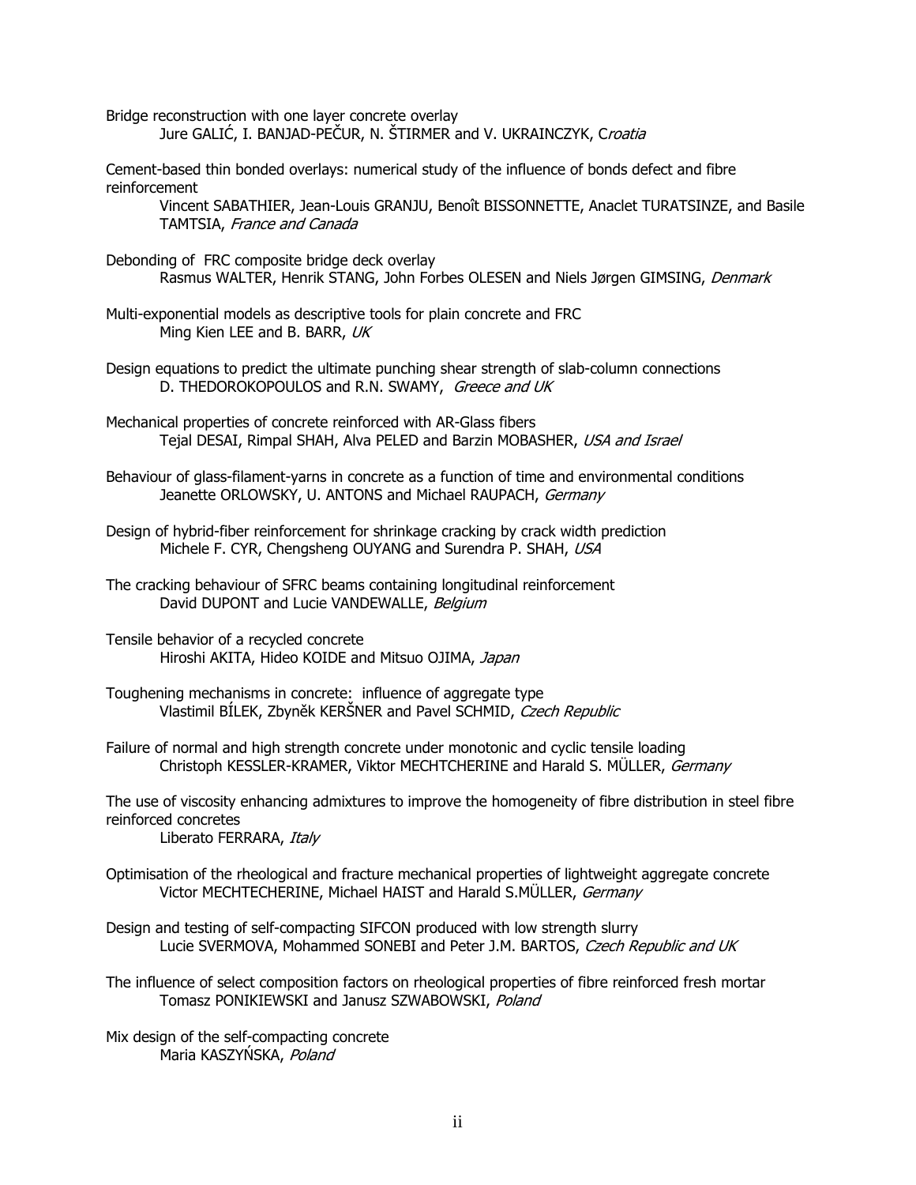Bridge reconstruction with one layer concrete overlay
Jure GALIĆ, I. BANJAD-PEČUR, N. ŠTIRMER and V. UKRAINCZYK, C*roatia*

Cement-based thin bonded overlays: numerical study of the influence of bonds defect and fibre reinforcement
Vincent SABATHIER, Jean-Louis GRANJU, Benoît BISSONNETTE, Anaclet TURATSINZE, and Basile TAMTSIA, *France and Canada*

Debonding of FRC composite bridge deck overlay
Rasmus WALTER, Henrik STANG, John Forbes OLESEN and Niels Jørgen GIMSING, *Denmark*

Multi-exponential models as descriptive tools for plain concrete and FRC
Ming Kien LEE and B. BARR, *UK*

Design equations to predict the ultimate punching shear strength of slab-column connections
D. THEDOROKOPOULOS and R.N. SWAMY, *Greece and UK*

Mechanical properties of concrete reinforced with AR-Glass fibers
Tejal DESAI, Rimpal SHAH, Alva PELED and Barzin MOBASHER, *USA and Israel*

Behaviour of glass-filament-yarns in concrete as a function of time and environmental conditions
Jeanette ORLOWSKY, U. ANTONS and Michael RAUPACH, *Germany*

Design of hybrid-fiber reinforcement for shrinkage cracking by crack width prediction
Michele F. CYR, Chengsheng OUYANG and Surendra P. SHAH, *USA*

The cracking behaviour of SFRC beams containing longitudinal reinforcement
David DUPONT and Lucie VANDEWALLE, *Belgium*

Tensile behavior of a recycled concrete
Hiroshi AKITA, Hideo KOIDE and Mitsuo OJIMA, *Japan*

Toughening mechanisms in concrete: influence of aggregate type
Vlastimil BÍLEK, Zbyněk KERŠNER and Pavel SCHMID, *Czech Republic*

Failure of normal and high strength concrete under monotonic and cyclic tensile loading
Christoph KESSLER-KRAMER, Viktor MECHTCHERINE and Harald S. MÜLLER, *Germany*

The use of viscosity enhancing admixtures to improve the homogeneity of fibre distribution in steel fibre reinforced concretes
Liberato FERRARA, *Italy*

Optimisation of the rheological and fracture mechanical properties of lightweight aggregate concrete
Victor MECHTECHERINE, Michael HAIST and Harald S.MÜLLER, *Germany*

Design and testing of self-compacting SIFCON produced with low strength slurry
Lucie SVERMOVA, Mohammed SONEBI and Peter J.M. BARTOS, *Czech Republic and UK*

The influence of select composition factors on rheological properties of fibre reinforced fresh mortar
Tomasz PONIKIEWSKI and Janusz SZWABOWSKI, *Poland*

Mix design of the self-compacting concrete
Maria KASZYŃSKA, *Poland*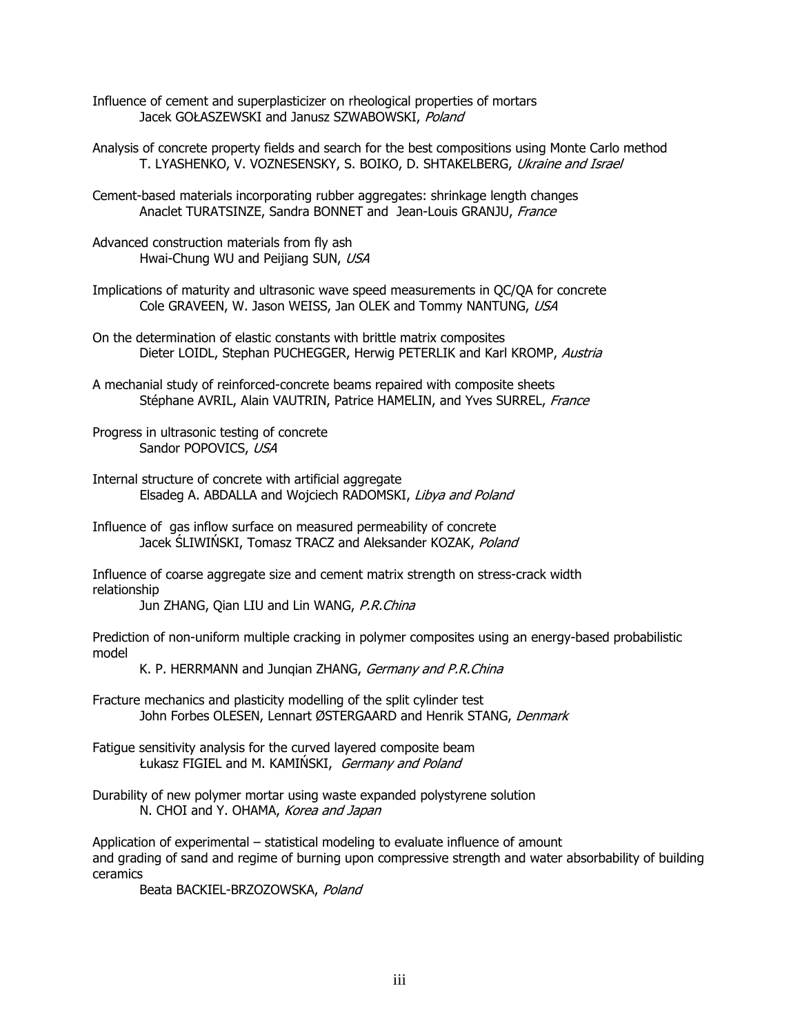Influence of cement and superplasticizer on rheological properties of mortars
Jacek GOŁASZEWSKI and Janusz SZWABOWSKI, *Poland*

Analysis of concrete property fields and search for the best compositions using Monte Carlo method
T. LYASHENKO, V. VOZNESENSKY, S. BOIKO, D. SHTAKELBERG, *Ukraine and Israel*

Cement-based materials incorporating rubber aggregates: shrinkage length changes
Anaclet TURATSINZE, Sandra BONNET and Jean-Louis GRANJU, *France*

Advanced construction materials from fly ash
Hwai-Chung WU and Peijiang SUN, *USA*

Implications of maturity and ultrasonic wave speed measurements in QC/QA for concrete
Cole GRAVEEN, W. Jason WEISS, Jan OLEK and Tommy NANTUNG, *USA*

On the determination of elastic constants with brittle matrix composites
Dieter LOIDL, Stephan PUCHEGGER, Herwig PETERLIK and Karl KROMP, *Austria*

A mechanial study of reinforced-concrete beams repaired with composite sheets
Stéphane AVRIL, Alain VAUTRIN, Patrice HAMELIN, and Yves SURREL, *France*

Progress in ultrasonic testing of concrete
Sandor POPOVICS, *USA*

Internal structure of concrete with artificial aggregate
Elsadeg A. ABDALLA and Wojciech RADOMSKI, *Libya and Poland*

Influence of gas inflow surface on measured permeability of concrete
Jacek ŚLIWIŃSKI, Tomasz TRACZ and Aleksander KOZAK, *Poland*

Influence of coarse aggregate size and cement matrix strength on stress-crack width relationship
Jun ZHANG, Qian LIU and Lin WANG, *P.R.China*

Prediction of non-uniform multiple cracking in polymer composites using an energy-based probabilistic model
K. P. HERRMANN and Junqian ZHANG, *Germany and P.R.China*

Fracture mechanics and plasticity modelling of the split cylinder test
John Forbes OLESEN, Lennart ØSTERGAARD and Henrik STANG, *Denmark*

Fatigue sensitivity analysis for the curved layered composite beam
Łukasz FIGIEL and M. KAMIŃSKI, *Germany and Poland*

Durability of new polymer mortar using waste expanded polystyrene solution
N. CHOI and Y. OHAMA, *Korea and Japan*

Application of experimental – statistical modeling to evaluate influence of amount and grading of sand and regime of burning upon compressive strength and water absorbability of building ceramics
Beata BACKIEL-BRZOZOWSKA, *Poland*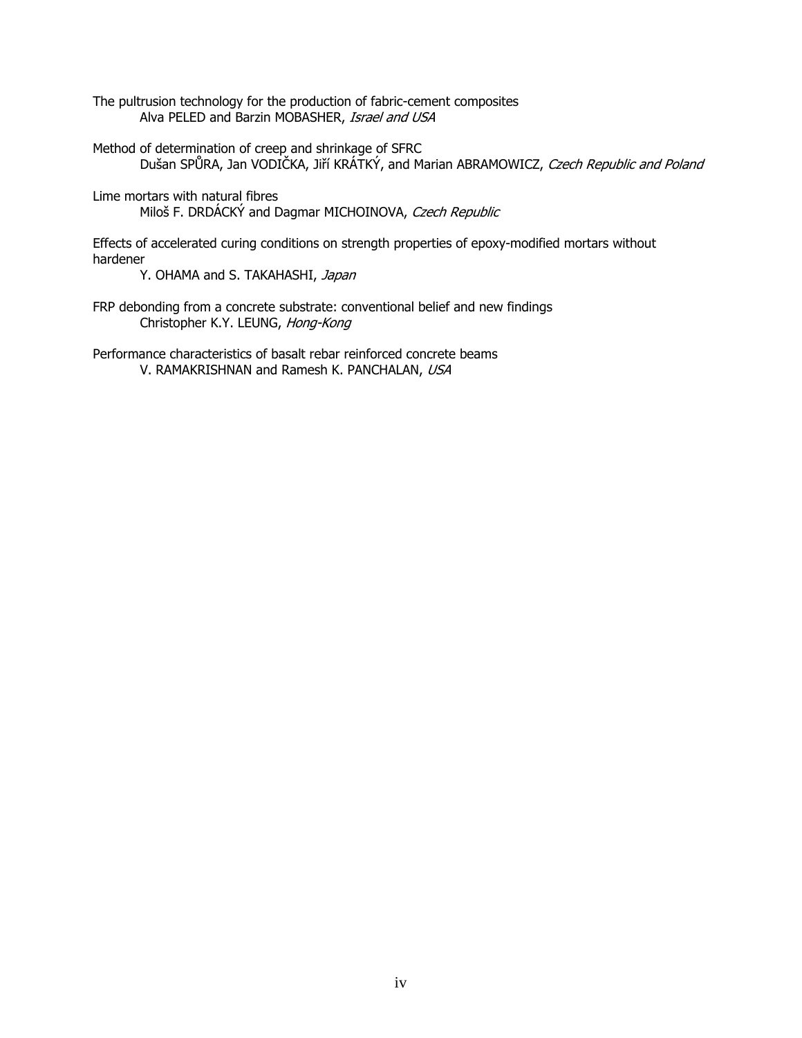The pultrusion technology for the production of fabric-cement composites
Alva PELED and Barzin MOBASHER, *Israel and USA*

Method of determination of creep and shrinkage of SFRC
Dušan SPŮRA, Jan VODIČKA, Jiří KRÁTKÝ, and Marian ABRAMOWICZ, *Czech Republic and Poland*

Lime mortars with natural fibres
Miloš F. DRDÁCKÝ and Dagmar MICHOINOVA, *Czech Republic*

Effects of accelerated curing conditions on strength properties of epoxy-modified mortars without hardener
Y. OHAMA and S. TAKAHASHI, *Japan*

FRP debonding from a concrete substrate: conventional belief and new findings
Christopher K.Y. LEUNG, *Hong-Kong*

Performance characteristics of basalt rebar reinforced concrete beams
V. RAMAKRISHNAN and Ramesh K. PANCHALAN, *USA*